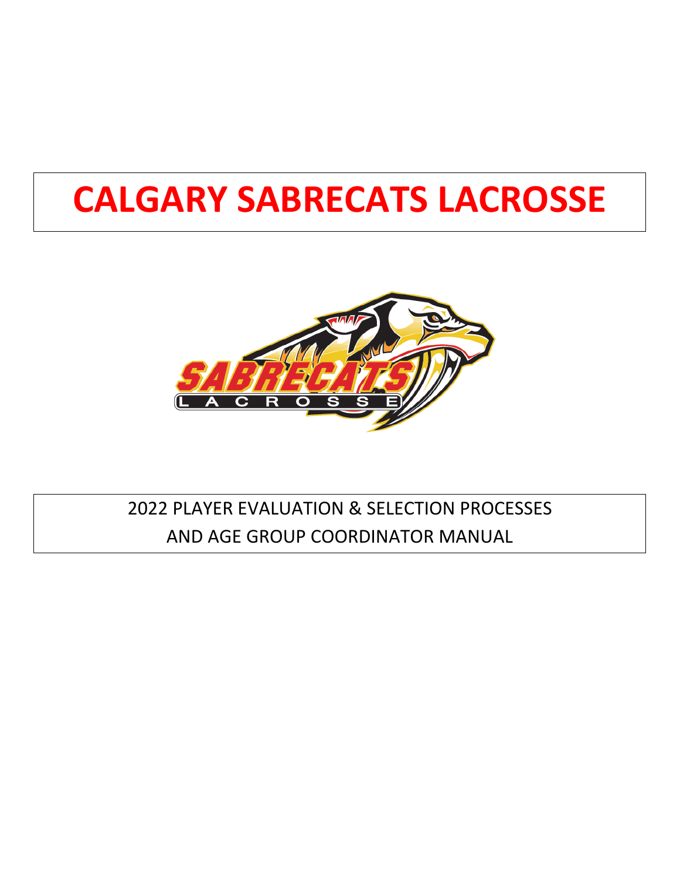# CALGARY SABRECATS LACROSSE

2022 PLAYER EVALUATION & SELECTION PROCESSES

AND AGE GROUP COORDINATOR MANUAL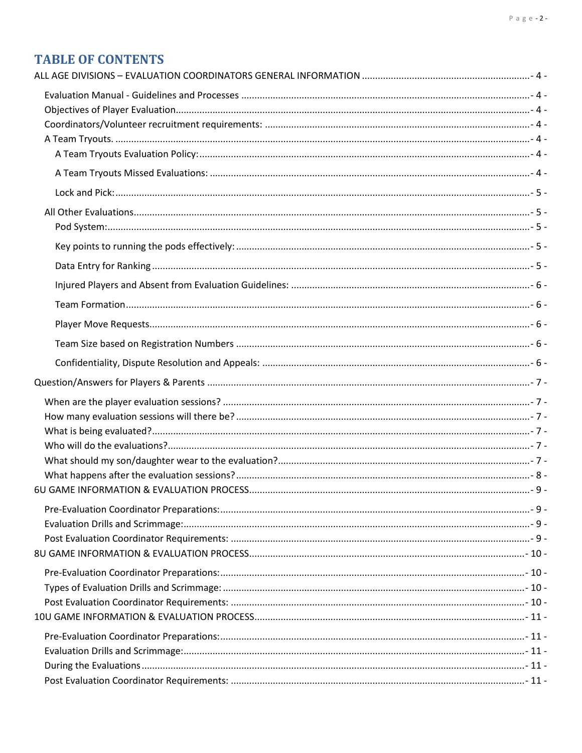# TABLE OF CONTENTS

ALL AGE DIVISIONS – EVALUATION COORDINATORS GENERAL INFORMATION ....- 4 -

- Evaluation Manual - Guidelines and Processes ....- 4 -
- Objectives of Player Evaluation....- 4 -
- Coordinators/Volunteer recruitment requirements: ....- 4 -
- A Team Tryouts. ....- 4 -
  - A Team Tryouts Evaluation Policy:....- 4 -
  - A Team Tryouts Missed Evaluations: ....- 4 -
  - Lock and Pick:....- 5 -
- All Other Evaluations....- 5 -
  - Pod System:....- 5 -
  - Key points to running the pods effectively: ....- 5 -
  - Data Entry for Ranking ....- 5 -
  - Injured Players and Absent from Evaluation Guidelines: ....- 6 -
  - Team Formation....- 6 -
  - Player Move Requests....- 6 -
  - Team Size based on Registration Numbers ....- 6 -
  - Confidentiality, Dispute Resolution and Appeals: ....- 6 -

Question/Answers for Players & Parents ....- 7 -

- When are the player evaluation sessions? ....- 7 -
- How many evaluation sessions will there be? ....- 7 -
- What is being evaluated?....- 7 -
- Who will do the evaluations?....- 7 -
- What should my son/daughter wear to the evaluation?....- 7 -
- What happens after the evaluation sessions?....- 8 -

6U GAME INFORMATION & EVALUATION PROCESS....- 9 -

- Pre-Evaluation Coordinator Preparations:....- 9 -
- Evaluation Drills and Scrimmage:....- 9 -
- Post Evaluation Coordinator Requirements: ....- 9 -

8U GAME INFORMATION & EVALUATION PROCESS....- 10 -

- Pre-Evaluation Coordinator Preparations:....- 10 -
- Types of Evaluation Drills and Scrimmage: ....- 10 -
- Post Evaluation Coordinator Requirements: ....- 10 -

10U GAME INFORMATION & EVALUATION PROCESS....- 11 -

- Pre-Evaluation Coordinator Preparations:....- 11 -
- Evaluation Drills and Scrimmage:....- 11 -
- During the Evaluations ....- 11 -
- Post Evaluation Coordinator Requirements: ....- 11 -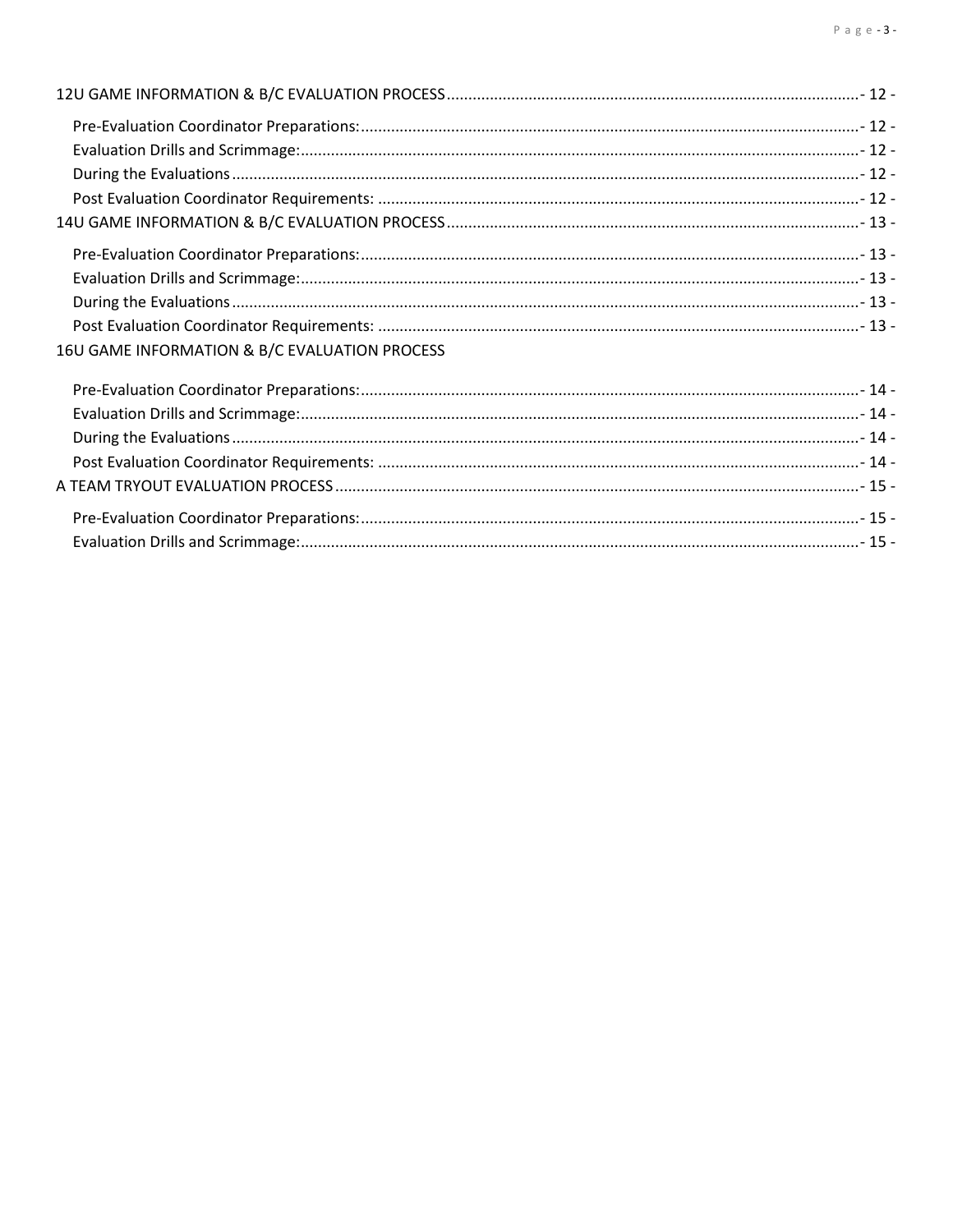12U GAME INFORMATION & B/C EVALUATION PROCESS - 12 -

- Pre-Evaluation Coordinator Preparations: - 12 -
- Evaluation Drills and Scrimmage: - 12 -
- During the Evaluations - 12 -
- Post Evaluation Coordinator Requirements: - 12 -

14U GAME INFORMATION & B/C EVALUATION PROCESS - 13 -

- Pre-Evaluation Coordinator Preparations: - 13 -
- Evaluation Drills and Scrimmage: - 13 -
- During the Evaluations - 13 -
- Post Evaluation Coordinator Requirements: - 13 -

16U GAME INFORMATION & B/C EVALUATION PROCESS

- Pre-Evaluation Coordinator Preparations: - 14 -
- Evaluation Drills and Scrimmage: - 14 -
- During the Evaluations - 14 -
- Post Evaluation Coordinator Requirements: - 14 -

A TEAM TRYOUT EVALUATION PROCESS - 15 -

- Pre-Evaluation Coordinator Preparations: - 15 -
- Evaluation Drills and Scrimmage: - 15 -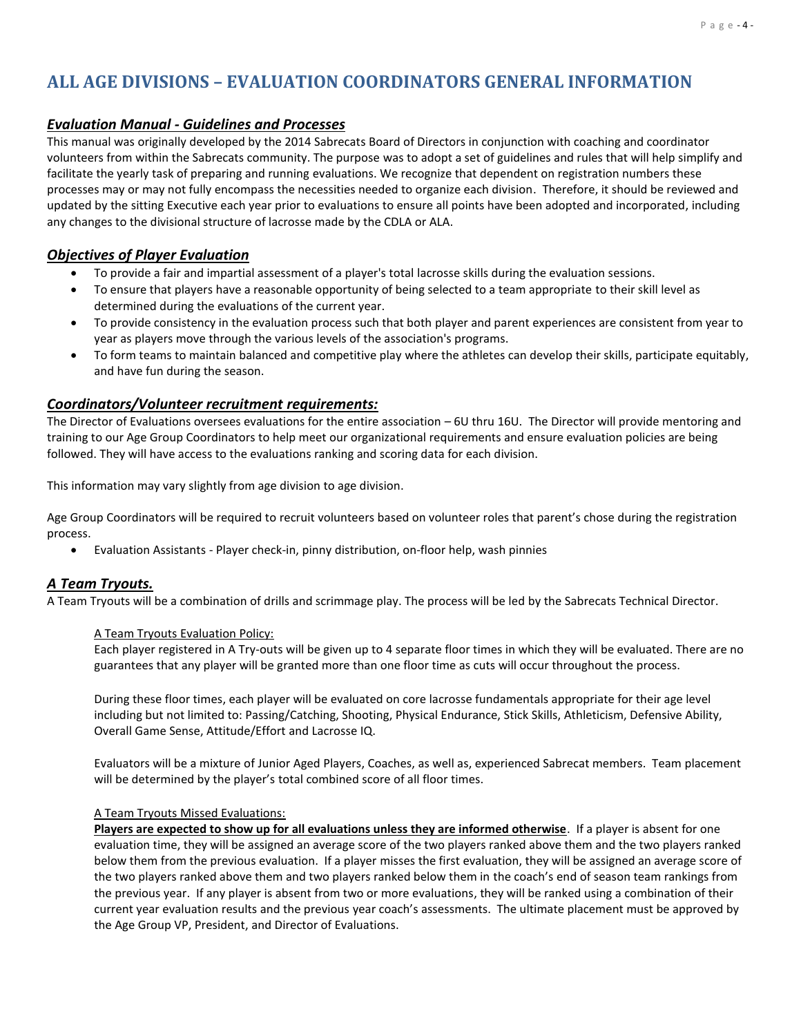# ALL AGE DIVISIONS – EVALUATION COORDINATORS GENERAL INFORMATION

## *Evaluation Manual - Guidelines and Processes*

This manual was originally developed by the 2014 Sabrecats Board of Directors in conjunction with coaching and coordinator volunteers from within the Sabrecats community. The purpose was to adopt a set of guidelines and rules that will help simplify and facilitate the yearly task of preparing and running evaluations. We recognize that dependent on registration numbers these processes may or may not fully encompass the necessities needed to organize each division. Therefore, it should be reviewed and updated by the sitting Executive each year prior to evaluations to ensure all points have been adopted and incorporated, including any changes to the divisional structure of lacrosse made by the CDLA or ALA.

## *Objectives of Player Evaluation*

- To provide a fair and impartial assessment of a player's total lacrosse skills during the evaluation sessions.
- To ensure that players have a reasonable opportunity of being selected to a team appropriate to their skill level as determined during the evaluations of the current year.
- To provide consistency in the evaluation process such that both player and parent experiences are consistent from year to year as players move through the various levels of the association's programs.
- To form teams to maintain balanced and competitive play where the athletes can develop their skills, participate equitably, and have fun during the season.

## *Coordinators/Volunteer recruitment requirements:*

The Director of Evaluations oversees evaluations for the entire association – 6U thru 16U. The Director will provide mentoring and training to our Age Group Coordinators to help meet our organizational requirements and ensure evaluation policies are being followed. They will have access to the evaluations ranking and scoring data for each division.

This information may vary slightly from age division to age division.

Age Group Coordinators will be required to recruit volunteers based on volunteer roles that parent's chose during the registration process.

- Evaluation Assistants - Player check-in, pinny distribution, on-floor help, wash pinnies

## *A Team Tryouts.*

A Team Tryouts will be a combination of drills and scrimmage play. The process will be led by the Sabrecats Technical Director.

A Team Tryouts Evaluation Policy:

Each player registered in A Try-outs will be given up to 4 separate floor times in which they will be evaluated. There are no guarantees that any player will be granted more than one floor time as cuts will occur throughout the process.

During these floor times, each player will be evaluated on core lacrosse fundamentals appropriate for their age level including but not limited to: Passing/Catching, Shooting, Physical Endurance, Stick Skills, Athleticism, Defensive Ability, Overall Game Sense, Attitude/Effort and Lacrosse IQ.

Evaluators will be a mixture of Junior Aged Players, Coaches, as well as, experienced Sabrecat members. Team placement will be determined by the player's total combined score of all floor times.

A Team Tryouts Missed Evaluations:

**Players are expected to show up for all evaluations unless they are informed otherwise**. If a player is absent for one evaluation time, they will be assigned an average score of the two players ranked above them and the two players ranked below them from the previous evaluation. If a player misses the first evaluation, they will be assigned an average score of the two players ranked above them and two players ranked below them in the coach's end of season team rankings from the previous year. If any player is absent from two or more evaluations, they will be ranked using a combination of their current year evaluation results and the previous year coach's assessments. The ultimate placement must be approved by the Age Group VP, President, and Director of Evaluations.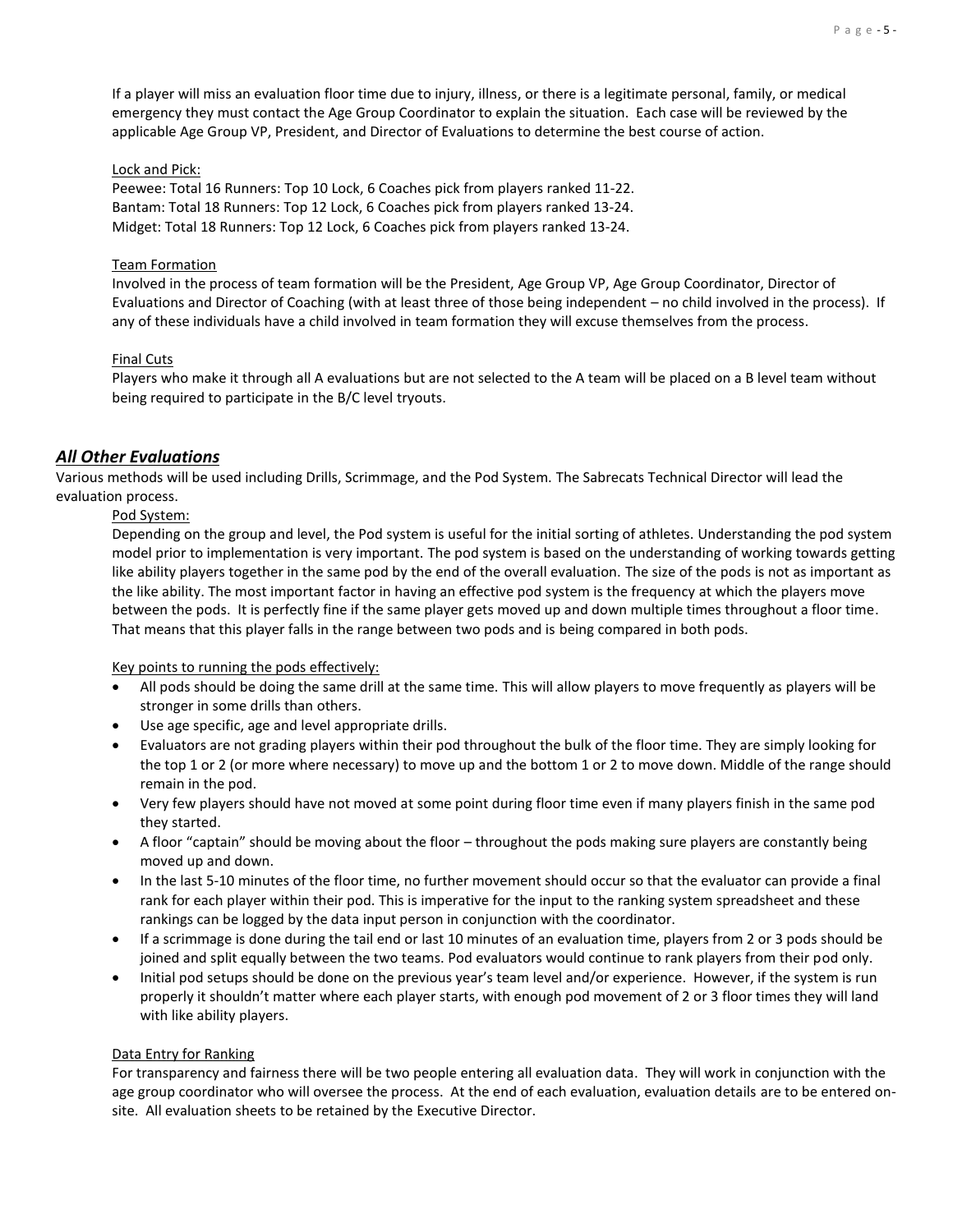If a player will miss an evaluation floor time due to injury, illness, or there is a legitimate personal, family, or medical emergency they must contact the Age Group Coordinator to explain the situation. Each case will be reviewed by the applicable Age Group VP, President, and Director of Evaluations to determine the best course of action.

Lock and Pick:

Peewee: Total 16 Runners: Top 10 Lock, 6 Coaches pick from players ranked 11-22.
Bantam: Total 18 Runners: Top 12 Lock, 6 Coaches pick from players ranked 13-24.
Midget: Total 18 Runners: Top 12 Lock, 6 Coaches pick from players ranked 13-24.

Team Formation

Involved in the process of team formation will be the President, Age Group VP, Age Group Coordinator, Director of Evaluations and Director of Coaching (with at least three of those being independent – no child involved in the process). If any of these individuals have a child involved in team formation they will excuse themselves from the process.

Final Cuts

Players who make it through all A evaluations but are not selected to the A team will be placed on a B level team without being required to participate in the B/C level tryouts.

## ***All Other Evaluations***

Various methods will be used including Drills, Scrimmage, and the Pod System. The Sabrecats Technical Director will lead the evaluation process.

Pod System:

Depending on the group and level, the Pod system is useful for the initial sorting of athletes. Understanding the pod system model prior to implementation is very important. The pod system is based on the understanding of working towards getting like ability players together in the same pod by the end of the overall evaluation. The size of the pods is not as important as the like ability. The most important factor in having an effective pod system is the frequency at which the players move between the pods. It is perfectly fine if the same player gets moved up and down multiple times throughout a floor time. That means that this player falls in the range between two pods and is being compared in both pods.

Key points to running the pods effectively:

- All pods should be doing the same drill at the same time. This will allow players to move frequently as players will be stronger in some drills than others.
- Use age specific, age and level appropriate drills.
- Evaluators are not grading players within their pod throughout the bulk of the floor time. They are simply looking for the top 1 or 2 (or more where necessary) to move up and the bottom 1 or 2 to move down. Middle of the range should remain in the pod.
- Very few players should have not moved at some point during floor time even if many players finish in the same pod they started.
- A floor "captain" should be moving about the floor – throughout the pods making sure players are constantly being moved up and down.
- In the last 5-10 minutes of the floor time, no further movement should occur so that the evaluator can provide a final rank for each player within their pod. This is imperative for the input to the ranking system spreadsheet and these rankings can be logged by the data input person in conjunction with the coordinator.
- If a scrimmage is done during the tail end or last 10 minutes of an evaluation time, players from 2 or 3 pods should be joined and split equally between the two teams. Pod evaluators would continue to rank players from their pod only.
- Initial pod setups should be done on the previous year's team level and/or experience. However, if the system is run properly it shouldn't matter where each player starts, with enough pod movement of 2 or 3 floor times they will land with like ability players.

Data Entry for Ranking

For transparency and fairness there will be two people entering all evaluation data. They will work in conjunction with the age group coordinator who will oversee the process. At the end of each evaluation, evaluation details are to be entered on-site. All evaluation sheets to be retained by the Executive Director.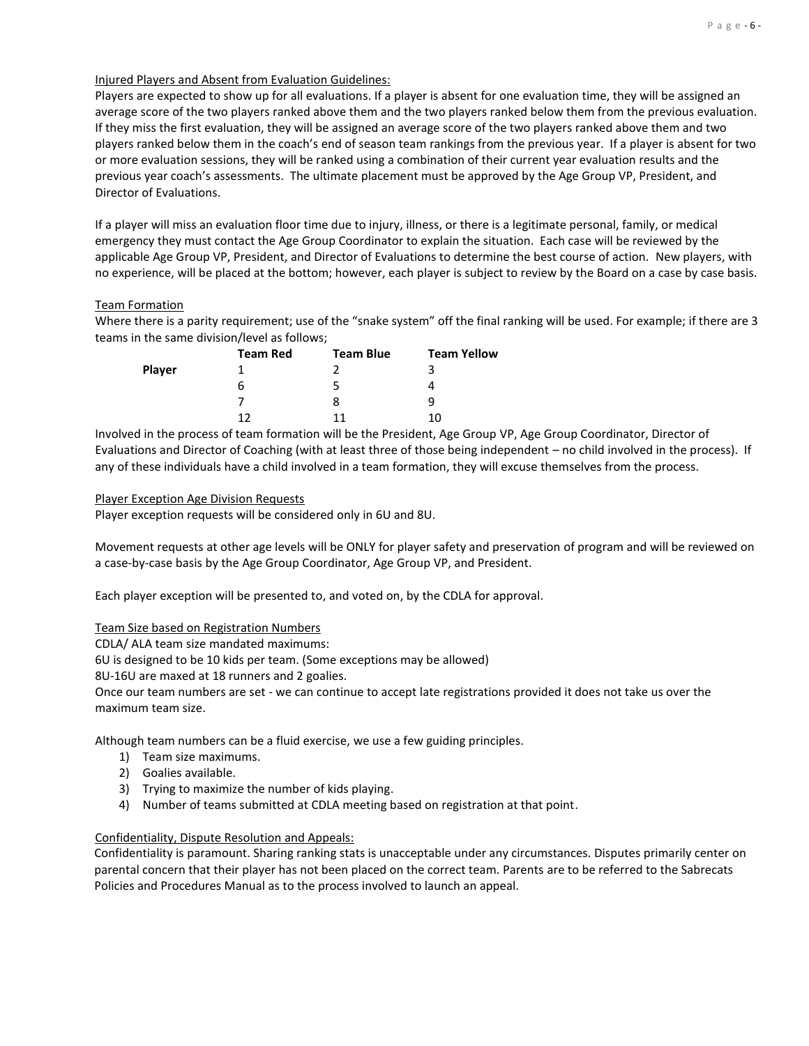Injured Players and Absent from Evaluation Guidelines:

Players are expected to show up for all evaluations. If a player is absent for one evaluation time, they will be assigned an average score of the two players ranked above them and the two players ranked below them from the previous evaluation. If they miss the first evaluation, they will be assigned an average score of the two players ranked above them and two players ranked below them in the coach's end of season team rankings from the previous year. If a player is absent for two or more evaluation sessions, they will be ranked using a combination of their current year evaluation results and the previous year coach's assessments. The ultimate placement must be approved by the Age Group VP, President, and Director of Evaluations.

If a player will miss an evaluation floor time due to injury, illness, or there is a legitimate personal, family, or medical emergency they must contact the Age Group Coordinator to explain the situation. Each case will be reviewed by the applicable Age Group VP, President, and Director of Evaluations to determine the best course of action. New players, with no experience, will be placed at the bottom; however, each player is subject to review by the Board on a case by case basis.

Team Formation

Where there is a parity requirement; use of the "snake system" off the final ranking will be used. For example; if there are 3 teams in the same division/level as follows;

| | Team Red | Team Blue | Team Yellow |
|---|---|---|---|
| **Player** | 1 | 2 | 3 |
| | 6 | 5 | 4 |
| | 7 | 8 | 9 |
| | 12 | 11 | 10 |

Involved in the process of team formation will be the President, Age Group VP, Age Group Coordinator, Director of Evaluations and Director of Coaching (with at least three of those being independent – no child involved in the process). If any of these individuals have a child involved in a team formation, they will excuse themselves from the process.

Player Exception Age Division Requests

Player exception requests will be considered only in 6U and 8U.

Movement requests at other age levels will be ONLY for player safety and preservation of program and will be reviewed on a case-by-case basis by the Age Group Coordinator, Age Group VP, and President.

Each player exception will be presented to, and voted on, by the CDLA for approval.

Team Size based on Registration Numbers

CDLA/ ALA team size mandated maximums:

6U is designed to be 10 kids per team. (Some exceptions may be allowed)

8U-16U are maxed at 18 runners and 2 goalies.

Once our team numbers are set - we can continue to accept late registrations provided it does not take us over the maximum team size.

Although team numbers can be a fluid exercise, we use a few guiding principles.

1) Team size maximums.
2) Goalies available.
3) Trying to maximize the number of kids playing.
4) Number of teams submitted at CDLA meeting based on registration at that point.

Confidentiality, Dispute Resolution and Appeals:

Confidentiality is paramount. Sharing ranking stats is unacceptable under any circumstances. Disputes primarily center on parental concern that their player has not been placed on the correct team. Parents are to be referred to the Sabrecats Policies and Procedures Manual as to the process involved to launch an appeal.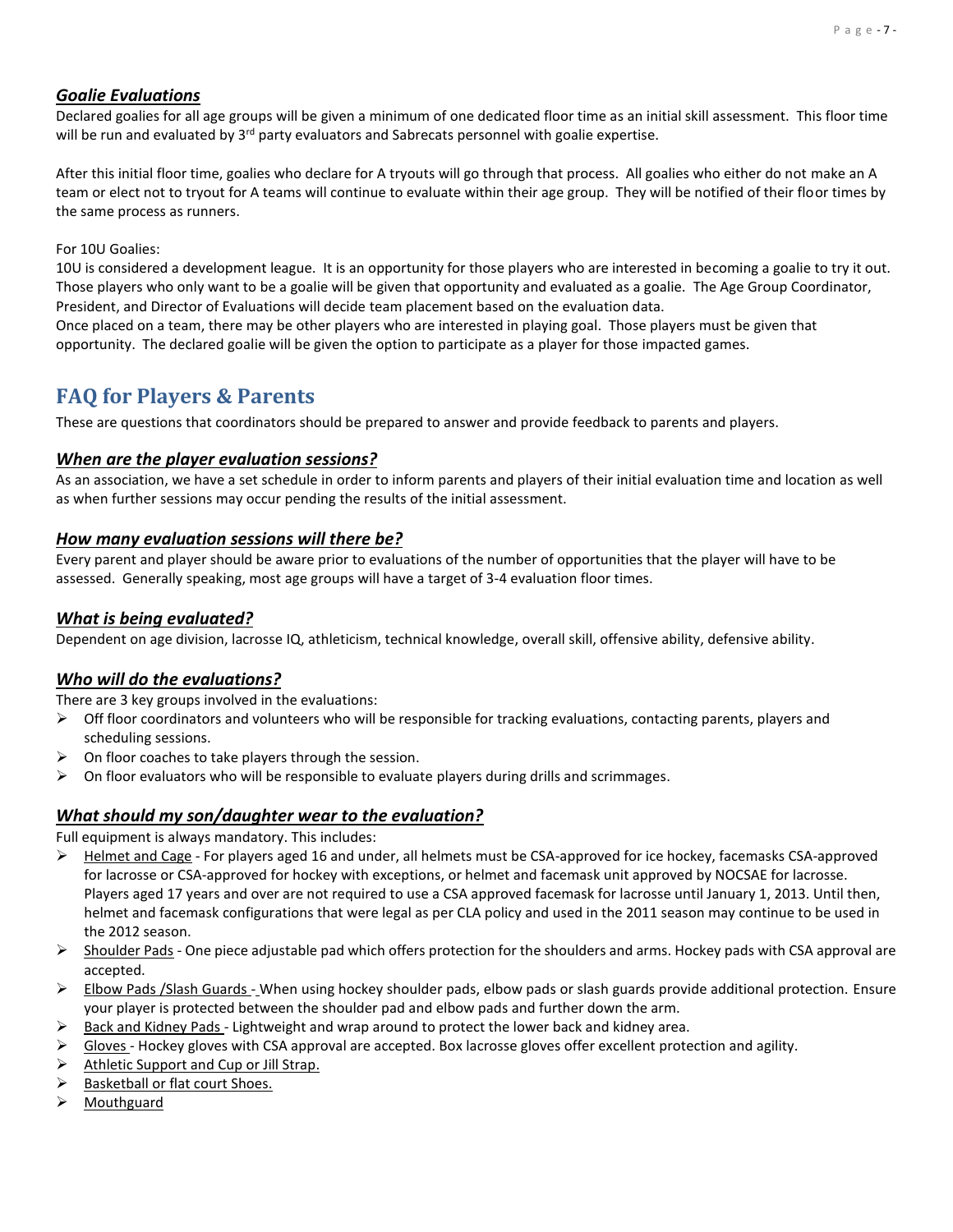### *Goalie Evaluations*

Declared goalies for all age groups will be given a minimum of one dedicated floor time as an initial skill assessment. This floor time will be run and evaluated by 3rd party evaluators and Sabrecats personnel with goalie expertise.

After this initial floor time, goalies who declare for A tryouts will go through that process. All goalies who either do not make an A team or elect not to tryout for A teams will continue to evaluate within their age group. They will be notified of their floor times by the same process as runners.

For 10U Goalies:

10U is considered a development league. It is an opportunity for those players who are interested in becoming a goalie to try it out. Those players who only want to be a goalie will be given that opportunity and evaluated as a goalie. The Age Group Coordinator, President, and Director of Evaluations will decide team placement based on the evaluation data.

Once placed on a team, there may be other players who are interested in playing goal. Those players must be given that opportunity. The declared goalie will be given the option to participate as a player for those impacted games.

## FAQ for Players & Parents

These are questions that coordinators should be prepared to answer and provide feedback to parents and players.

### *When are the player evaluation sessions?*

As an association, we have a set schedule in order to inform parents and players of their initial evaluation time and location as well as when further sessions may occur pending the results of the initial assessment.

### *How many evaluation sessions will there be?*

Every parent and player should be aware prior to evaluations of the number of opportunities that the player will have to be assessed. Generally speaking, most age groups will have a target of 3-4 evaluation floor times.

### *What is being evaluated?*

Dependent on age division, lacrosse IQ, athleticism, technical knowledge, overall skill, offensive ability, defensive ability.

### *Who will do the evaluations?*

There are 3 key groups involved in the evaluations:

- Off floor coordinators and volunteers who will be responsible for tracking evaluations, contacting parents, players and scheduling sessions.
- On floor coaches to take players through the session.
- On floor evaluators who will be responsible to evaluate players during drills and scrimmages.

### *What should my son/daughter wear to the evaluation?*

Full equipment is always mandatory. This includes:

- Helmet and Cage - For players aged 16 and under, all helmets must be CSA-approved for ice hockey, facemasks CSA-approved for lacrosse or CSA-approved for hockey with exceptions, or helmet and facemask unit approved by NOCSAE for lacrosse. Players aged 17 years and over are not required to use a CSA approved facemask for lacrosse until January 1, 2013. Until then, helmet and facemask configurations that were legal as per CLA policy and used in the 2011 season may continue to be used in the 2012 season.
- Shoulder Pads - One piece adjustable pad which offers protection for the shoulders and arms. Hockey pads with CSA approval are accepted.
- Elbow Pads /Slash Guards - When using hockey shoulder pads, elbow pads or slash guards provide additional protection. Ensure your player is protected between the shoulder pad and elbow pads and further down the arm.
- Back and Kidney Pads - Lightweight and wrap around to protect the lower back and kidney area.
- Gloves - Hockey gloves with CSA approval are accepted. Box lacrosse gloves offer excellent protection and agility.
- Athletic Support and Cup or Jill Strap.
- Basketball or flat court Shoes.
- Mouthguard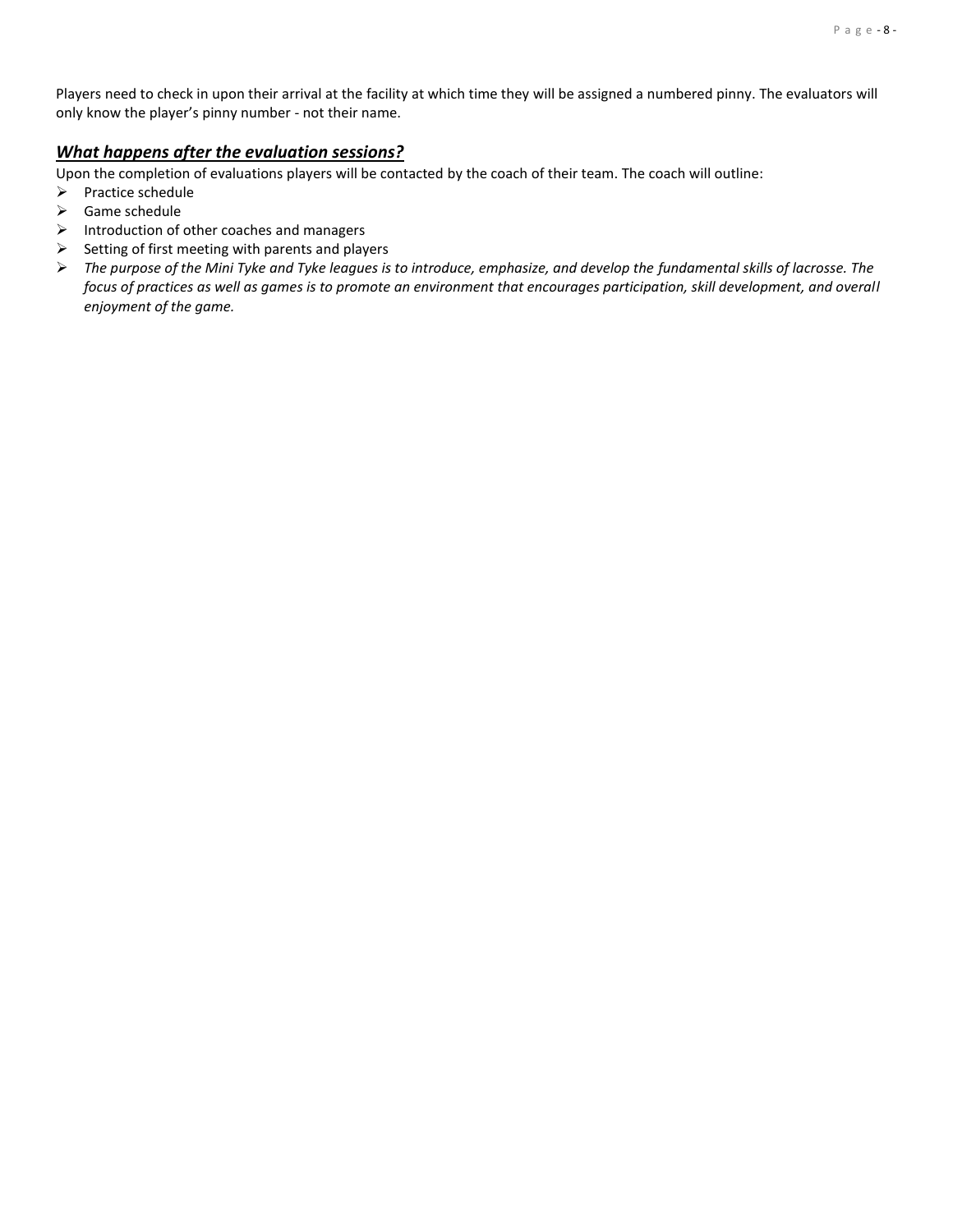Players need to check in upon their arrival at the facility at which time they will be assigned a numbered pinny. The evaluators will only know the player's pinny number - not their name.

## ***What happens after the evaluation sessions?***

Upon the completion of evaluations players will be contacted by the coach of their team. The coach will outline:

- Practice schedule
- Game schedule
- Introduction of other coaches and managers
- Setting of first meeting with parents and players
- *The purpose of the Mini Tyke and Tyke leagues is to introduce, emphasize, and develop the fundamental skills of lacrosse. The focus of practices as well as games is to promote an environment that encourages participation, skill development, and overall enjoyment of the game.*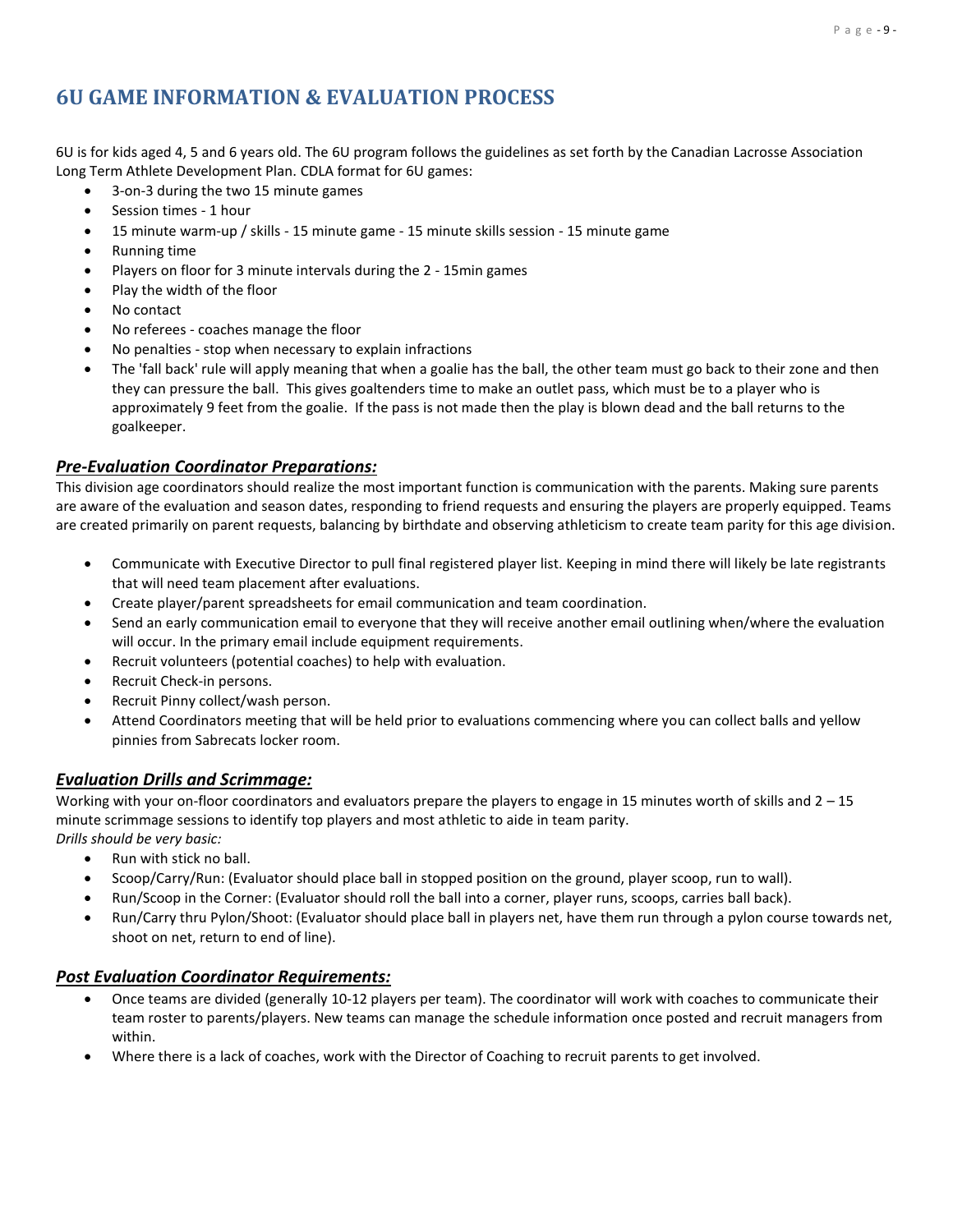# 6U GAME INFORMATION & EVALUATION PROCESS

6U is for kids aged 4, 5 and 6 years old. The 6U program follows the guidelines as set forth by the Canadian Lacrosse Association Long Term Athlete Development Plan. CDLA format for 6U games:

- 3-on-3 during the two 15 minute games
- Session times - 1 hour
- 15 minute warm-up / skills - 15 minute game - 15 minute skills session - 15 minute game
- Running time
- Players on floor for 3 minute intervals during the 2 - 15min games
- Play the width of the floor
- No contact
- No referees - coaches manage the floor
- No penalties - stop when necessary to explain infractions
- The 'fall back' rule will apply meaning that when a goalie has the ball, the other team must go back to their zone and then they can pressure the ball. This gives goaltenders time to make an outlet pass, which must be to a player who is approximately 9 feet from the goalie. If the pass is not made then the play is blown dead and the ball returns to the goalkeeper.

## ***Pre-Evaluation Coordinator Preparations:***

This division age coordinators should realize the most important function is communication with the parents. Making sure parents are aware of the evaluation and season dates, responding to friend requests and ensuring the players are properly equipped. Teams are created primarily on parent requests, balancing by birthdate and observing athleticism to create team parity for this age division.

- Communicate with Executive Director to pull final registered player list. Keeping in mind there will likely be late registrants that will need team placement after evaluations.
- Create player/parent spreadsheets for email communication and team coordination.
- Send an early communication email to everyone that they will receive another email outlining when/where the evaluation will occur. In the primary email include equipment requirements.
- Recruit volunteers (potential coaches) to help with evaluation.
- Recruit Check-in persons.
- Recruit Pinny collect/wash person.
- Attend Coordinators meeting that will be held prior to evaluations commencing where you can collect balls and yellow pinnies from Sabrecats locker room.

## ***Evaluation Drills and Scrimmage:***

Working with your on-floor coordinators and evaluators prepare the players to engage in 15 minutes worth of skills and 2 – 15 minute scrimmage sessions to identify top players and most athletic to aide in team parity.

*Drills should be very basic:*

- Run with stick no ball.
- Scoop/Carry/Run: (Evaluator should place ball in stopped position on the ground, player scoop, run to wall).
- Run/Scoop in the Corner: (Evaluator should roll the ball into a corner, player runs, scoops, carries ball back).
- Run/Carry thru Pylon/Shoot: (Evaluator should place ball in players net, have them run through a pylon course towards net, shoot on net, return to end of line).

## ***Post Evaluation Coordinator Requirements:***

- Once teams are divided (generally 10-12 players per team). The coordinator will work with coaches to communicate their team roster to parents/players. New teams can manage the schedule information once posted and recruit managers from within.
- Where there is a lack of coaches, work with the Director of Coaching to recruit parents to get involved.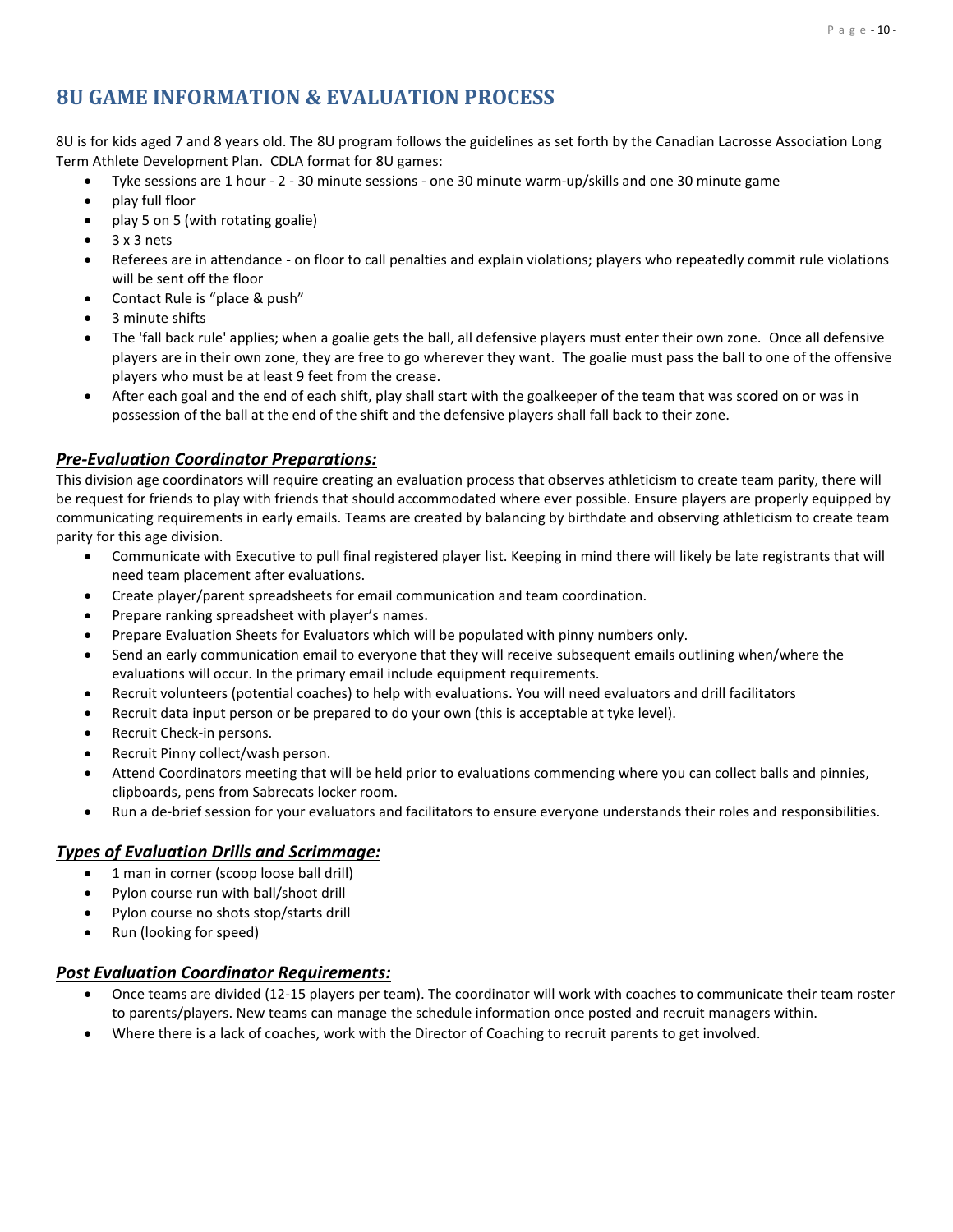# 8U GAME INFORMATION & EVALUATION PROCESS

8U is for kids aged 7 and 8 years old. The 8U program follows the guidelines as set forth by the Canadian Lacrosse Association Long Term Athlete Development Plan. CDLA format for 8U games:

- Tyke sessions are 1 hour - 2 - 30 minute sessions - one 30 minute warm-up/skills and one 30 minute game
- play full floor
- play 5 on 5 (with rotating goalie)
- 3 x 3 nets
- Referees are in attendance - on floor to call penalties and explain violations; players who repeatedly commit rule violations will be sent off the floor
- Contact Rule is "place & push"
- 3 minute shifts
- The 'fall back rule' applies; when a goalie gets the ball, all defensive players must enter their own zone. Once all defensive players are in their own zone, they are free to go wherever they want. The goalie must pass the ball to one of the offensive players who must be at least 9 feet from the crease.
- After each goal and the end of each shift, play shall start with the goalkeeper of the team that was scored on or was in possession of the ball at the end of the shift and the defensive players shall fall back to their zone.

## *Pre-Evaluation Coordinator Preparations:*

This division age coordinators will require creating an evaluation process that observes athleticism to create team parity, there will be request for friends to play with friends that should accommodated where ever possible. Ensure players are properly equipped by communicating requirements in early emails. Teams are created by balancing by birthdate and observing athleticism to create team parity for this age division.

- Communicate with Executive to pull final registered player list. Keeping in mind there will likely be late registrants that will need team placement after evaluations.
- Create player/parent spreadsheets for email communication and team coordination.
- Prepare ranking spreadsheet with player's names.
- Prepare Evaluation Sheets for Evaluators which will be populated with pinny numbers only.
- Send an early communication email to everyone that they will receive subsequent emails outlining when/where the evaluations will occur. In the primary email include equipment requirements.
- Recruit volunteers (potential coaches) to help with evaluations. You will need evaluators and drill facilitators
- Recruit data input person or be prepared to do your own (this is acceptable at tyke level).
- Recruit Check-in persons.
- Recruit Pinny collect/wash person.
- Attend Coordinators meeting that will be held prior to evaluations commencing where you can collect balls and pinnies, clipboards, pens from Sabrecats locker room.
- Run a de-brief session for your evaluators and facilitators to ensure everyone understands their roles and responsibilities.

## *Types of Evaluation Drills and Scrimmage:*

- 1 man in corner (scoop loose ball drill)
- Pylon course run with ball/shoot drill
- Pylon course no shots stop/starts drill
- Run (looking for speed)

## *Post Evaluation Coordinator Requirements:*

- Once teams are divided (12-15 players per team). The coordinator will work with coaches to communicate their team roster to parents/players. New teams can manage the schedule information once posted and recruit managers within.
- Where there is a lack of coaches, work with the Director of Coaching to recruit parents to get involved.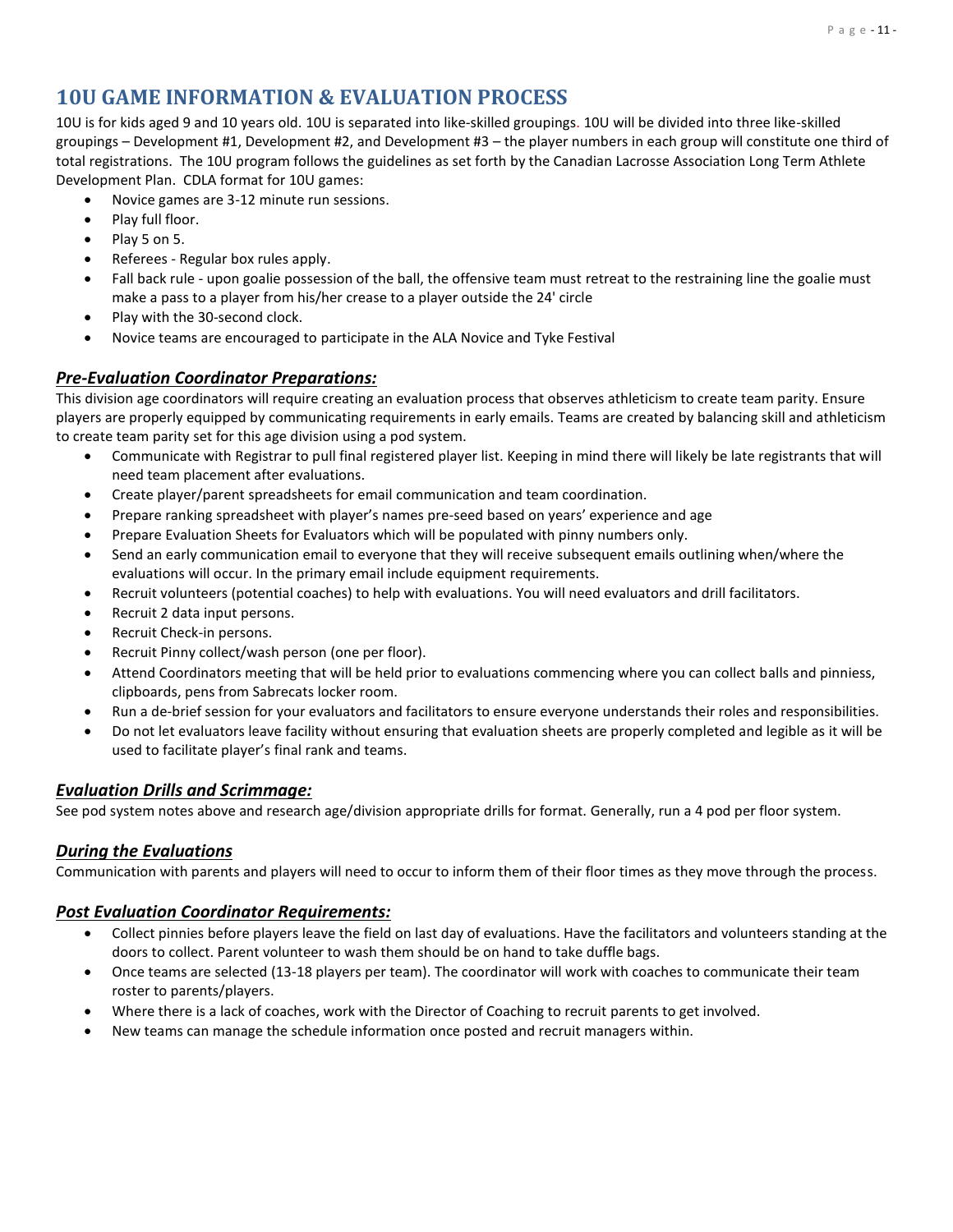## 10U GAME INFORMATION & EVALUATION PROCESS

10U is for kids aged 9 and 10 years old. 10U is separated into like-skilled groupings. 10U will be divided into three like-skilled groupings – Development #1, Development #2, and Development #3 – the player numbers in each group will constitute one third of total registrations. The 10U program follows the guidelines as set forth by the Canadian Lacrosse Association Long Term Athlete Development Plan. CDLA format for 10U games:

- Novice games are 3-12 minute run sessions.
- Play full floor.
- Play 5 on 5.
- Referees - Regular box rules apply.
- Fall back rule - upon goalie possession of the ball, the offensive team must retreat to the restraining line the goalie must make a pass to a player from his/her crease to a player outside the 24' circle
- Play with the 30-second clock.
- Novice teams are encouraged to participate in the ALA Novice and Tyke Festival

### ***Pre-Evaluation Coordinator Preparations:***

This division age coordinators will require creating an evaluation process that observes athleticism to create team parity. Ensure players are properly equipped by communicating requirements in early emails. Teams are created by balancing skill and athleticism to create team parity set for this age division using a pod system.

- Communicate with Registrar to pull final registered player list. Keeping in mind there will likely be late registrants that will need team placement after evaluations.
- Create player/parent spreadsheets for email communication and team coordination.
- Prepare ranking spreadsheet with player's names pre-seed based on years' experience and age
- Prepare Evaluation Sheets for Evaluators which will be populated with pinny numbers only.
- Send an early communication email to everyone that they will receive subsequent emails outlining when/where the evaluations will occur. In the primary email include equipment requirements.
- Recruit volunteers (potential coaches) to help with evaluations. You will need evaluators and drill facilitators.
- Recruit 2 data input persons.
- Recruit Check-in persons.
- Recruit Pinny collect/wash person (one per floor).
- Attend Coordinators meeting that will be held prior to evaluations commencing where you can collect balls and pinniess, clipboards, pens from Sabrecats locker room.
- Run a de-brief session for your evaluators and facilitators to ensure everyone understands their roles and responsibilities.
- Do not let evaluators leave facility without ensuring that evaluation sheets are properly completed and legible as it will be used to facilitate player's final rank and teams.

### ***Evaluation Drills and Scrimmage:***

See pod system notes above and research age/division appropriate drills for format. Generally, run a 4 pod per floor system.

### ***During the Evaluations***

Communication with parents and players will need to occur to inform them of their floor times as they move through the process.

### ***Post Evaluation Coordinator Requirements:***

- Collect pinnies before players leave the field on last day of evaluations. Have the facilitators and volunteers standing at the doors to collect. Parent volunteer to wash them should be on hand to take duffle bags.
- Once teams are selected (13-18 players per team). The coordinator will work with coaches to communicate their team roster to parents/players.
- Where there is a lack of coaches, work with the Director of Coaching to recruit parents to get involved.
- New teams can manage the schedule information once posted and recruit managers within.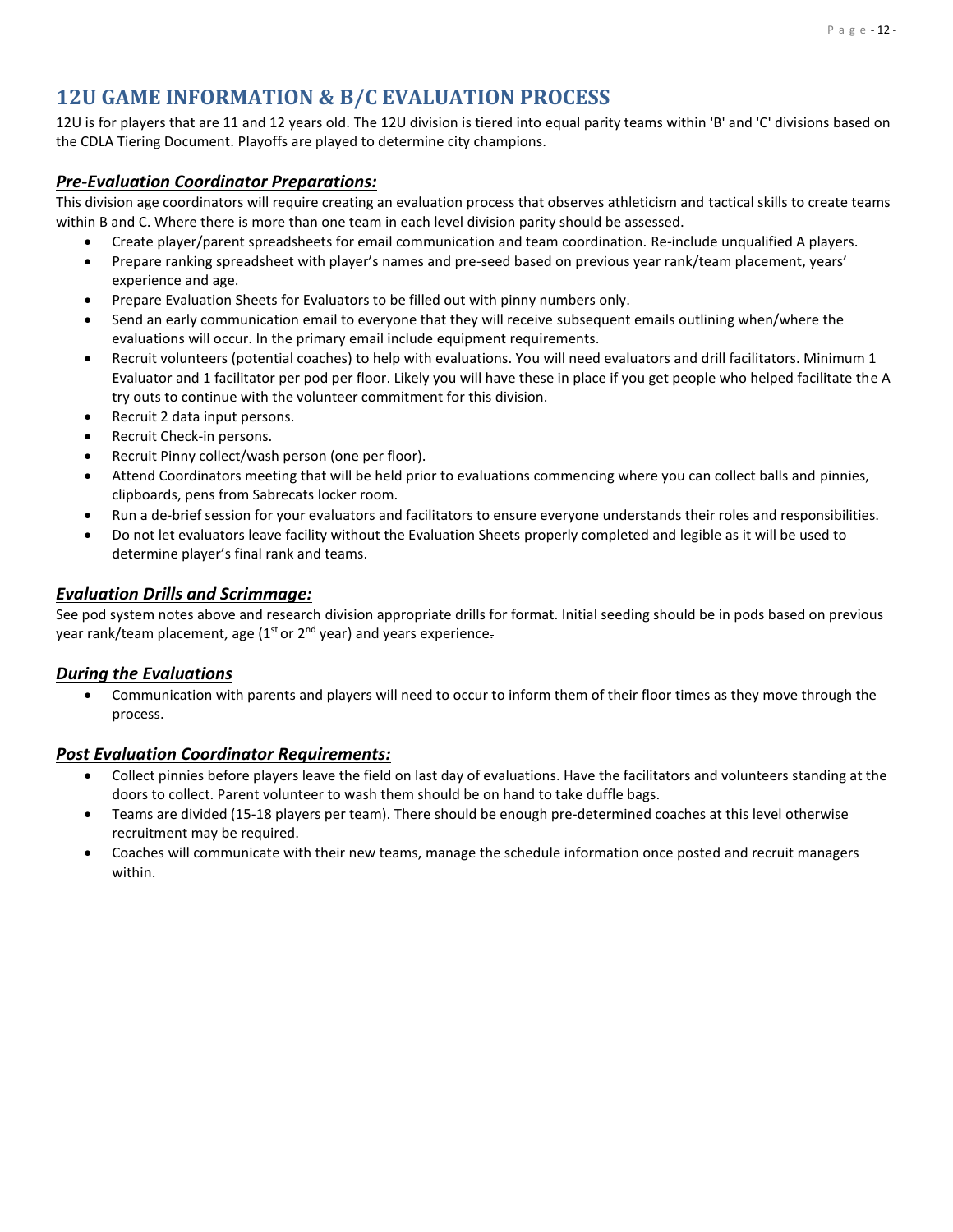## 12U GAME INFORMATION & B/C EVALUATION PROCESS

12U is for players that are 11 and 12 years old. The 12U division is tiered into equal parity teams within 'B' and 'C' divisions based on the CDLA Tiering Document. Playoffs are played to determine city champions.

### ***Pre-Evaluation Coordinator Preparations:***

This division age coordinators will require creating an evaluation process that observes athleticism and tactical skills to create teams within B and C. Where there is more than one team in each level division parity should be assessed.

- Create player/parent spreadsheets for email communication and team coordination. Re-include unqualified A players.
- Prepare ranking spreadsheet with player's names and pre-seed based on previous year rank/team placement, years' experience and age.
- Prepare Evaluation Sheets for Evaluators to be filled out with pinny numbers only.
- Send an early communication email to everyone that they will receive subsequent emails outlining when/where the evaluations will occur. In the primary email include equipment requirements.
- Recruit volunteers (potential coaches) to help with evaluations. You will need evaluators and drill facilitators. Minimum 1 Evaluator and 1 facilitator per pod per floor. Likely you will have these in place if you get people who helped facilitate the A try outs to continue with the volunteer commitment for this division.
- Recruit 2 data input persons.
- Recruit Check-in persons.
- Recruit Pinny collect/wash person (one per floor).
- Attend Coordinators meeting that will be held prior to evaluations commencing where you can collect balls and pinnies, clipboards, pens from Sabrecats locker room.
- Run a de-brief session for your evaluators and facilitators to ensure everyone understands their roles and responsibilities.
- Do not let evaluators leave facility without the Evaluation Sheets properly completed and legible as it will be used to determine player's final rank and teams.

### ***Evaluation Drills and Scrimmage:***

See pod system notes above and research division appropriate drills for format. Initial seeding should be in pods based on previous year rank/team placement, age (1st or 2nd year) and years experience.

### ***During the Evaluations***

- Communication with parents and players will need to occur to inform them of their floor times as they move through the process.

### ***Post Evaluation Coordinator Requirements:***

- Collect pinnies before players leave the field on last day of evaluations. Have the facilitators and volunteers standing at the doors to collect. Parent volunteer to wash them should be on hand to take duffle bags.
- Teams are divided (15-18 players per team). There should be enough pre-determined coaches at this level otherwise recruitment may be required.
- Coaches will communicate with their new teams, manage the schedule information once posted and recruit managers within.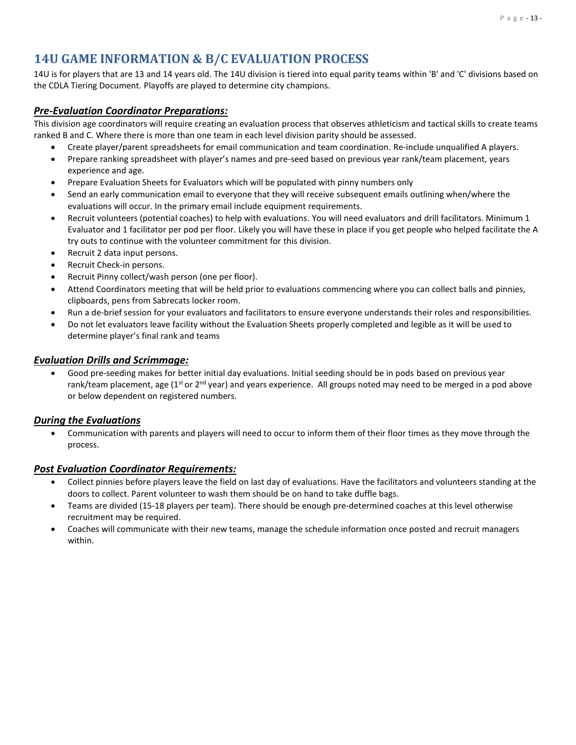## 14U GAME INFORMATION & B/C EVALUATION PROCESS

14U is for players that are 13 and 14 years old. The 14U division is tiered into equal parity teams within 'B' and 'C' divisions based on the CDLA Tiering Document. Playoffs are played to determine city champions.

### ***Pre-Evaluation Coordinator Preparations:***

This division age coordinators will require creating an evaluation process that observes athleticism and tactical skills to create teams ranked B and C. Where there is more than one team in each level division parity should be assessed.

- Create player/parent spreadsheets for email communication and team coordination. Re-include unqualified A players.
- Prepare ranking spreadsheet with player's names and pre-seed based on previous year rank/team placement, years experience and age.
- Prepare Evaluation Sheets for Evaluators which will be populated with pinny numbers only
- Send an early communication email to everyone that they will receive subsequent emails outlining when/where the evaluations will occur. In the primary email include equipment requirements.
- Recruit volunteers (potential coaches) to help with evaluations. You will need evaluators and drill facilitators. Minimum 1 Evaluator and 1 facilitator per pod per floor. Likely you will have these in place if you get people who helped facilitate the A try outs to continue with the volunteer commitment for this division.
- Recruit 2 data input persons.
- Recruit Check-in persons.
- Recruit Pinny collect/wash person (one per floor).
- Attend Coordinators meeting that will be held prior to evaluations commencing where you can collect balls and pinnies, clipboards, pens from Sabrecats locker room.
- Run a de-brief session for your evaluators and facilitators to ensure everyone understands their roles and responsibilities.
- Do not let evaluators leave facility without the Evaluation Sheets properly completed and legible as it will be used to determine player's final rank and teams

### ***Evaluation Drills and Scrimmage:***

- Good pre-seeding makes for better initial day evaluations. Initial seeding should be in pods based on previous year rank/team placement, age (1st or 2nd year) and years experience. All groups noted may need to be merged in a pod above or below dependent on registered numbers.

### ***During the Evaluations***

- Communication with parents and players will need to occur to inform them of their floor times as they move through the process.

### ***Post Evaluation Coordinator Requirements:***

- Collect pinnies before players leave the field on last day of evaluations. Have the facilitators and volunteers standing at the doors to collect. Parent volunteer to wash them should be on hand to take duffle bags.
- Teams are divided (15-18 players per team). There should be enough pre-determined coaches at this level otherwise recruitment may be required.
- Coaches will communicate with their new teams, manage the schedule information once posted and recruit managers within.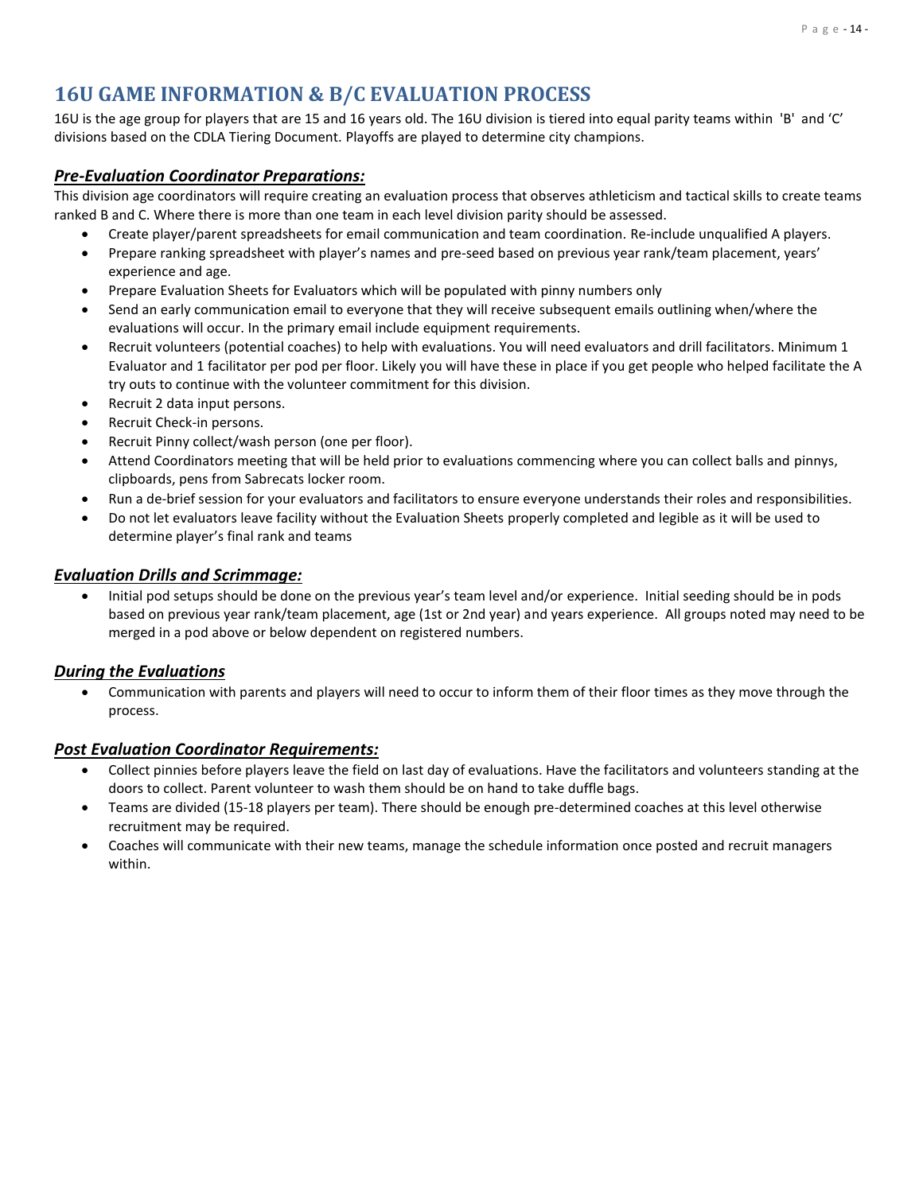# 16U GAME INFORMATION & B/C EVALUATION PROCESS

16U is the age group for players that are 15 and 16 years old. The 16U division is tiered into equal parity teams within 'B' and 'C' divisions based on the CDLA Tiering Document. Playoffs are played to determine city champions.

### ***Pre-Evaluation Coordinator Preparations:***

This division age coordinators will require creating an evaluation process that observes athleticism and tactical skills to create teams ranked B and C. Where there is more than one team in each level division parity should be assessed.

- Create player/parent spreadsheets for email communication and team coordination. Re-include unqualified A players.
- Prepare ranking spreadsheet with player's names and pre-seed based on previous year rank/team placement, years' experience and age.
- Prepare Evaluation Sheets for Evaluators which will be populated with pinny numbers only
- Send an early communication email to everyone that they will receive subsequent emails outlining when/where the evaluations will occur. In the primary email include equipment requirements.
- Recruit volunteers (potential coaches) to help with evaluations. You will need evaluators and drill facilitators. Minimum 1 Evaluator and 1 facilitator per pod per floor. Likely you will have these in place if you get people who helped facilitate the A try outs to continue with the volunteer commitment for this division.
- Recruit 2 data input persons.
- Recruit Check-in persons.
- Recruit Pinny collect/wash person (one per floor).
- Attend Coordinators meeting that will be held prior to evaluations commencing where you can collect balls and pinnys, clipboards, pens from Sabrecats locker room.
- Run a de-brief session for your evaluators and facilitators to ensure everyone understands their roles and responsibilities.
- Do not let evaluators leave facility without the Evaluation Sheets properly completed and legible as it will be used to determine player's final rank and teams

### ***Evaluation Drills and Scrimmage:***

- Initial pod setups should be done on the previous year's team level and/or experience. Initial seeding should be in pods based on previous year rank/team placement, age (1st or 2nd year) and years experience. All groups noted may need to be merged in a pod above or below dependent on registered numbers.

### ***During the Evaluations***

- Communication with parents and players will need to occur to inform them of their floor times as they move through the process.

### ***Post Evaluation Coordinator Requirements:***

- Collect pinnies before players leave the field on last day of evaluations. Have the facilitators and volunteers standing at the doors to collect. Parent volunteer to wash them should be on hand to take duffle bags.
- Teams are divided (15-18 players per team). There should be enough pre-determined coaches at this level otherwise recruitment may be required.
- Coaches will communicate with their new teams, manage the schedule information once posted and recruit managers within.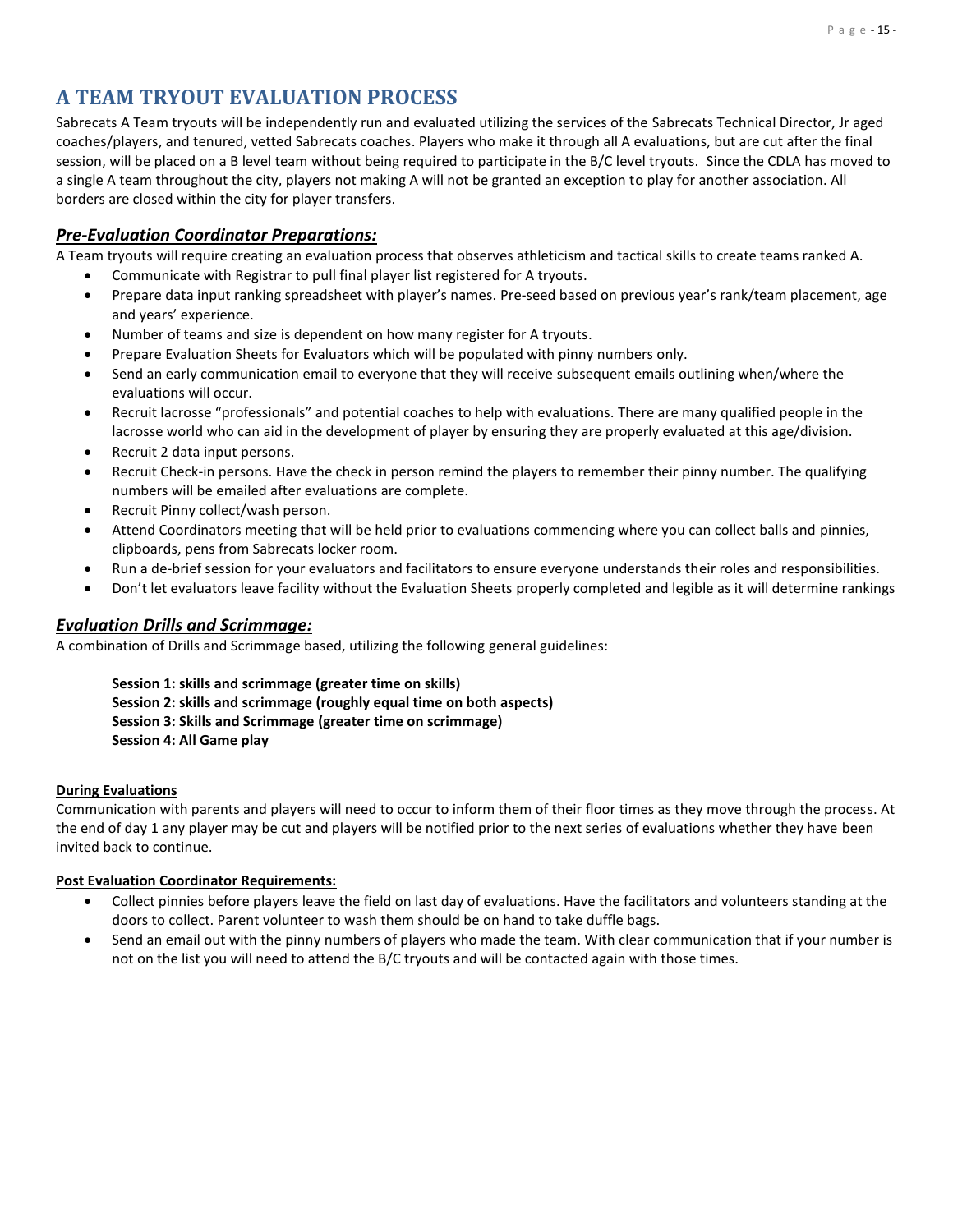# A TEAM TRYOUT EVALUATION PROCESS

Sabrecats A Team tryouts will be independently run and evaluated utilizing the services of the Sabrecats Technical Director, Jr aged coaches/players, and tenured, vetted Sabrecats coaches. Players who make it through all A evaluations, but are cut after the final session, will be placed on a B level team without being required to participate in the B/C level tryouts. Since the CDLA has moved to a single A team throughout the city, players not making A will not be granted an exception to play for another association. All borders are closed within the city for player transfers.

## ***Pre-Evaluation Coordinator Preparations:***

A Team tryouts will require creating an evaluation process that observes athleticism and tactical skills to create teams ranked A.

- Communicate with Registrar to pull final player list registered for A tryouts.
- Prepare data input ranking spreadsheet with player's names. Pre-seed based on previous year's rank/team placement, age and years' experience.
- Number of teams and size is dependent on how many register for A tryouts.
- Prepare Evaluation Sheets for Evaluators which will be populated with pinny numbers only.
- Send an early communication email to everyone that they will receive subsequent emails outlining when/where the evaluations will occur.
- Recruit lacrosse "professionals" and potential coaches to help with evaluations. There are many qualified people in the lacrosse world who can aid in the development of player by ensuring they are properly evaluated at this age/division.
- Recruit 2 data input persons.
- Recruit Check-in persons. Have the check in person remind the players to remember their pinny number. The qualifying numbers will be emailed after evaluations are complete.
- Recruit Pinny collect/wash person.
- Attend Coordinators meeting that will be held prior to evaluations commencing where you can collect balls and pinnies, clipboards, pens from Sabrecats locker room.
- Run a de-brief session for your evaluators and facilitators to ensure everyone understands their roles and responsibilities.
- Don't let evaluators leave facility without the Evaluation Sheets properly completed and legible as it will determine rankings

## ***Evaluation Drills and Scrimmage:***

A combination of Drills and Scrimmage based, utilizing the following general guidelines:

**Session 1: skills and scrimmage (greater time on skills)**
**Session 2: skills and scrimmage (roughly equal time on both aspects)**
**Session 3: Skills and Scrimmage (greater time on scrimmage)**
**Session 4: All Game play**

**<u>During Evaluations</u>**

Communication with parents and players will need to occur to inform them of their floor times as they move through the process. At the end of day 1 any player may be cut and players will be notified prior to the next series of evaluations whether they have been invited back to continue.

**<u>Post Evaluation Coordinator Requirements:</u>**

- Collect pinnies before players leave the field on last day of evaluations. Have the facilitators and volunteers standing at the doors to collect. Parent volunteer to wash them should be on hand to take duffle bags.
- Send an email out with the pinny numbers of players who made the team. With clear communication that if your number is not on the list you will need to attend the B/C tryouts and will be contacted again with those times.